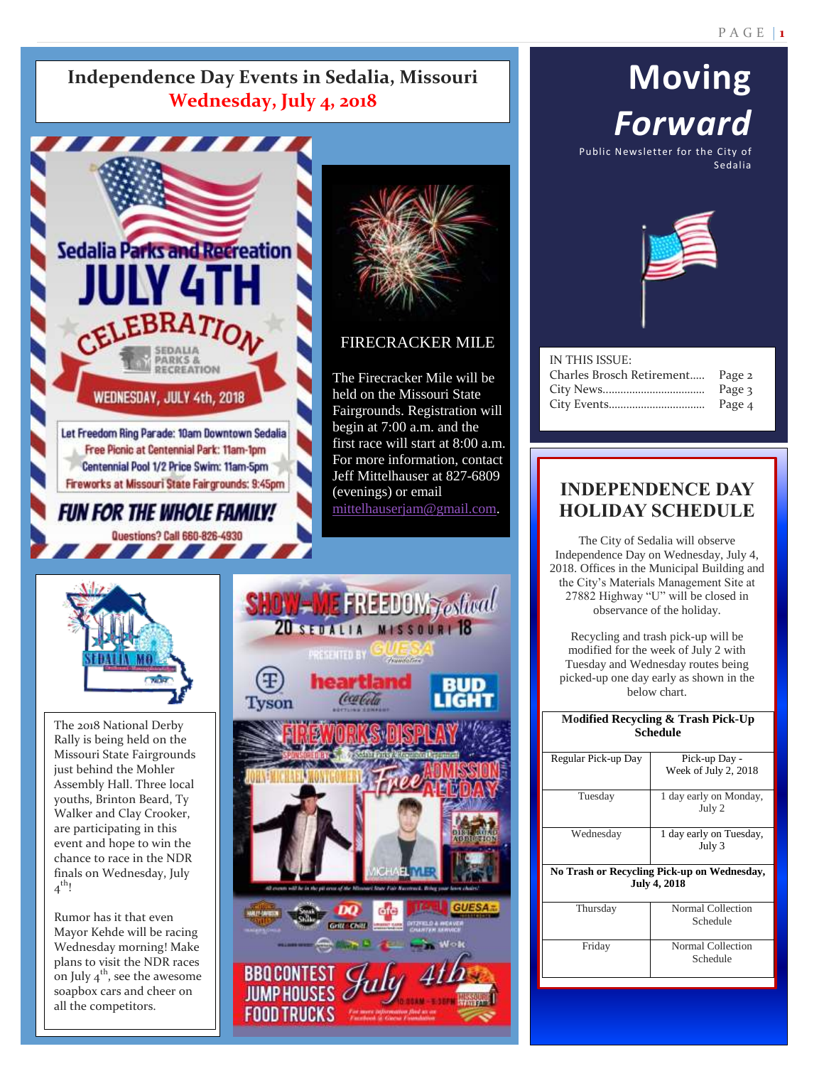# Moving Forward

Public Newsletter for the City of Sedalia

IN THIS ISSUE:

| | |
|---|---|
| Charles Brosch Retirement..... | Page 2 |
| City News.................................. | Page 3 |
| City Events................................ | Page 4 |

## Independence Day Events in Sedalia, Missouri

**Wednesday, July 4, 2018**

Sedalia Parks and Recreation JULY 4TH CELEBRATION

WEDNESDAY, JULY 4th, 2018

Let Freedom Ring Parade: 10am Downtown Sedalia
Free Picnic at Centennial Park: 11am-1pm
Centennial Pool 1/2 Price Swim: 11am-5pm
Fireworks at Missouri State Fairgrounds: 9:45pm

FUN FOR THE WHOLE FAMILY!

Questions? Call 660-826-4930

### FIRECRACKER MILE

The Firecracker Mile will be held on the Missouri State Fairgrounds. Registration will begin at 7:00 a.m. and the first race will start at 8:00 a.m. For more information, contact Jeff Mittelhauser at 827-6809 (evenings) or email mittelhauserjam@gmail.com.

The 2018 National Derby Rally is being held on the Missouri State Fairgrounds just behind the Mohler Assembly Hall. Three local youths, Brinton Beard, Ty Walker and Clay Crooker, are participating in this event and hope to win the chance to race in the NDR finals on Wednesday, July 4th!

Rumor has it that even Mayor Kehde will be racing Wednesday morning! Make plans to visit the NDR races on July 4th, see the awesome soapbox cars and cheer on all the competitors.

SHOW-ME FREEDOM Festival 2018 SEDALIA MISSOURI

PRESENTED BY GUESA

FIREWORKS DISPLAY

JOHN MICHAEL MONTGOMERY — MICHAEL TYLER — DIRT ROAD ADDICTION

Free ADMISSION ALL DAY

BBQ CONTEST — JUMP HOUSES — FOOD TRUCKS — July 4th

## INDEPENDENCE DAY HOLIDAY SCHEDULE

The City of Sedalia will observe Independence Day on Wednesday, July 4, 2018. Offices in the Municipal Building and the City's Materials Management Site at 27882 Highway "U" will be closed in observance of the holiday.

Recycling and trash pick-up will be modified for the week of July 2 with Tuesday and Wednesday routes being picked-up one day early as shown in the below chart.

**Modified Recycling & Trash Pick-Up Schedule**

| Regular Pick-up Day | Pick-up Day - Week of July 2, 2018 |
|---|---|
| Tuesday | 1 day early on Monday, July 2 |
| Wednesday | 1 day early on Tuesday, July 3 |
| **No Trash or Recycling Pick-up on Wednesday, July 4, 2018** | |
| Thursday | Normal Collection Schedule |
| Friday | Normal Collection Schedule |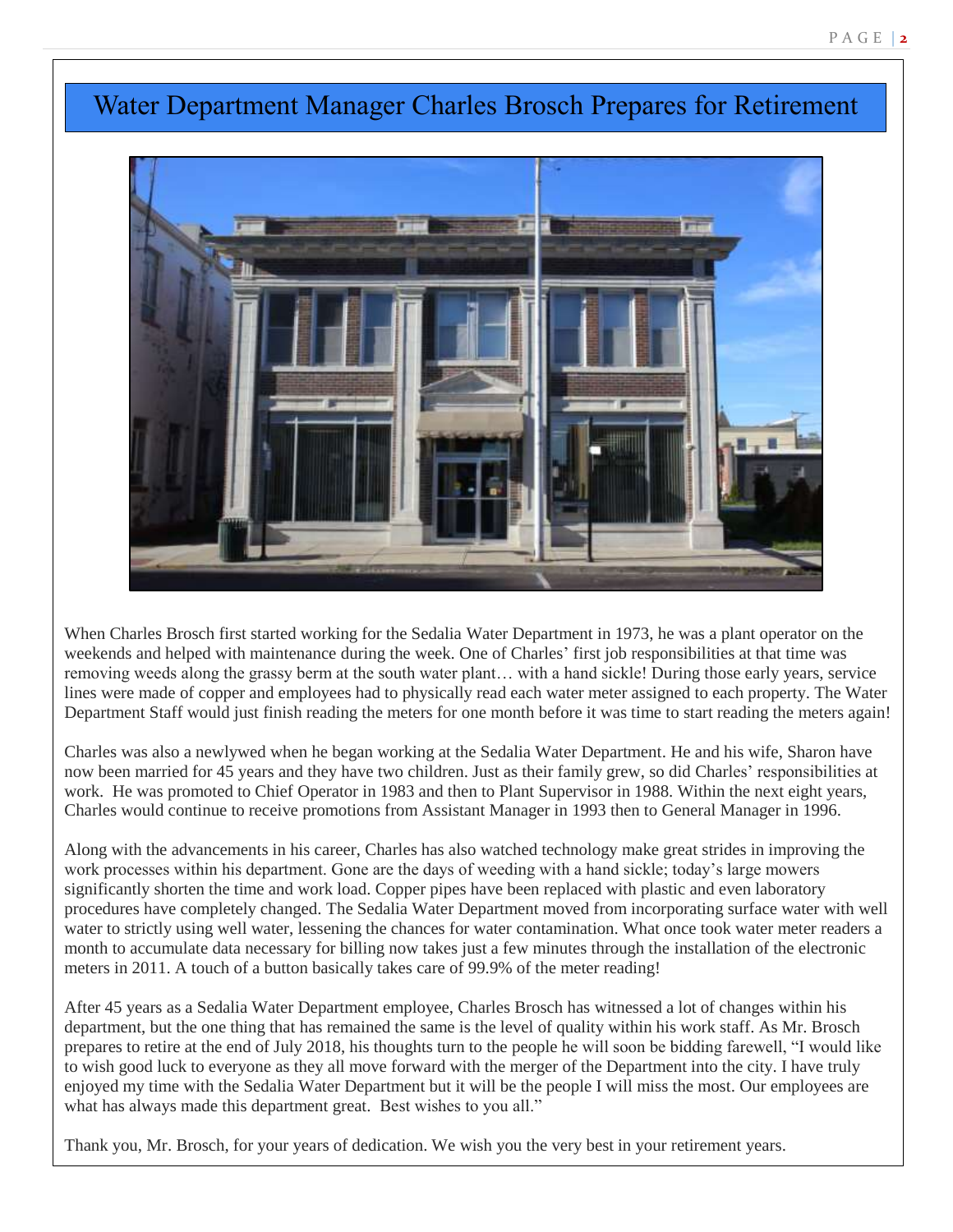# Water Department Manager Charles Brosch Prepares for Retirement

When Charles Brosch first started working for the Sedalia Water Department in 1973, he was a plant operator on the weekends and helped with maintenance during the week. One of Charles' first job responsibilities at that time was removing weeds along the grassy berm at the south water plant… with a hand sickle! During those early years, service lines were made of copper and employees had to physically read each water meter assigned to each property. The Water Department Staff would just finish reading the meters for one month before it was time to start reading the meters again!

Charles was also a newlywed when he began working at the Sedalia Water Department. He and his wife, Sharon have now been married for 45 years and they have two children. Just as their family grew, so did Charles' responsibilities at work. He was promoted to Chief Operator in 1983 and then to Plant Supervisor in 1988. Within the next eight years, Charles would continue to receive promotions from Assistant Manager in 1993 then to General Manager in 1996.

Along with the advancements in his career, Charles has also watched technology make great strides in improving the work processes within his department. Gone are the days of weeding with a hand sickle; today's large mowers significantly shorten the time and work load. Copper pipes have been replaced with plastic and even laboratory procedures have completely changed. The Sedalia Water Department moved from incorporating surface water with well water to strictly using well water, lessening the chances for water contamination. What once took water meter readers a month to accumulate data necessary for billing now takes just a few minutes through the installation of the electronic meters in 2011. A touch of a button basically takes care of 99.9% of the meter reading!

After 45 years as a Sedalia Water Department employee, Charles Brosch has witnessed a lot of changes within his department, but the one thing that has remained the same is the level of quality within his work staff. As Mr. Brosch prepares to retire at the end of July 2018, his thoughts turn to the people he will soon be bidding farewell, "I would like to wish good luck to everyone as they all move forward with the merger of the Department into the city. I have truly enjoyed my time with the Sedalia Water Department but it will be the people I will miss the most. Our employees are what has always made this department great. Best wishes to you all."

Thank you, Mr. Brosch, for your years of dedication. We wish you the very best in your retirement years.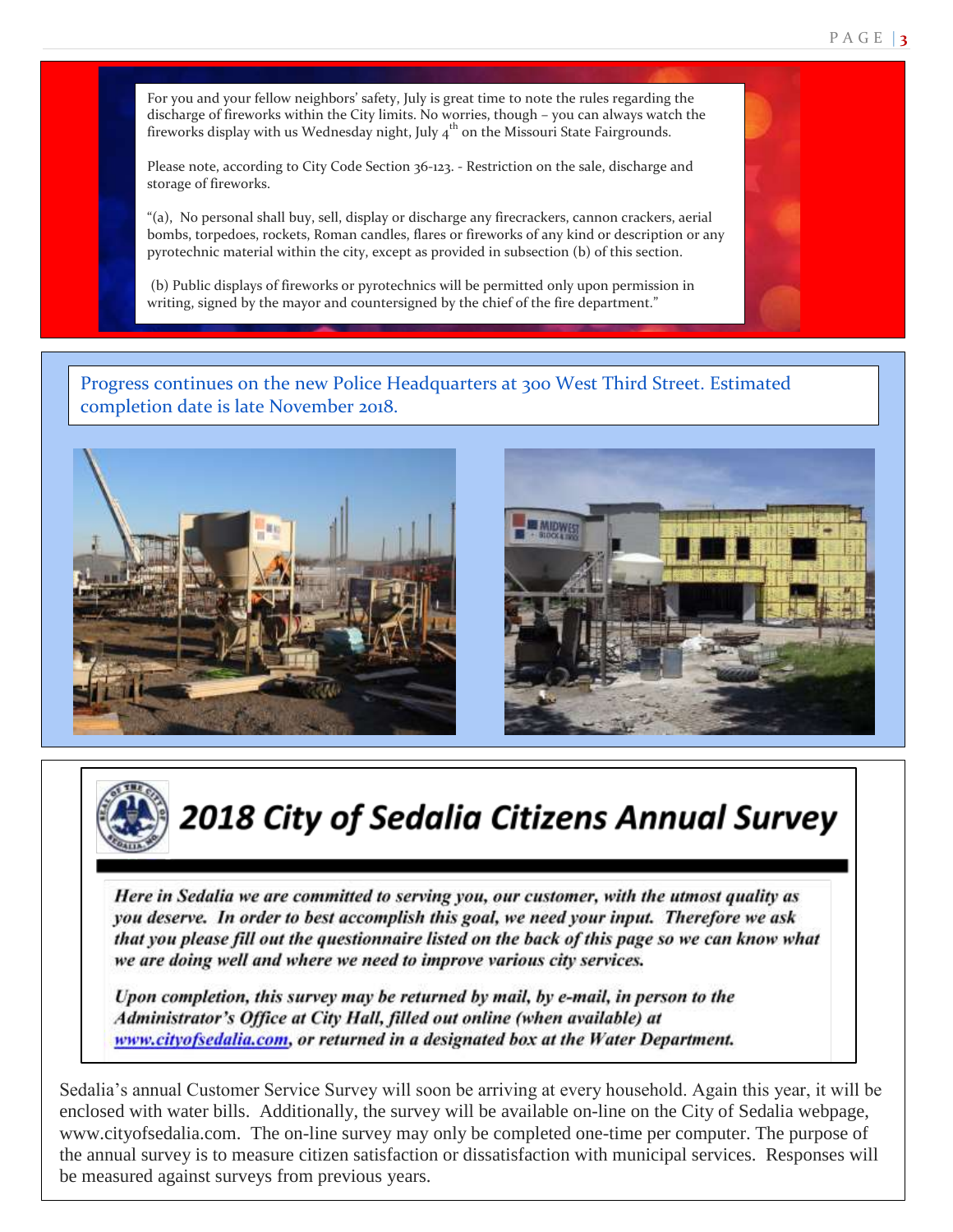For you and your fellow neighbors' safety, July is great time to note the rules regarding the discharge of fireworks within the City limits. No worries, though – you can always watch the fireworks display with us Wednesday night, July 4th on the Missouri State Fairgrounds.

Please note, according to City Code Section 36-123. - Restriction on the sale, discharge and storage of fireworks.

"(a), No personal shall buy, sell, display or discharge any firecrackers, cannon crackers, aerial bombs, torpedoes, rockets, Roman candles, flares or fireworks of any kind or description or any pyrotechnic material within the city, except as provided in subsection (b) of this section.

(b) Public displays of fireworks or pyrotechnics will be permitted only upon permission in writing, signed by the mayor and countersigned by the chief of the fire department."

Progress continues on the new Police Headquarters at 300 West Third Street. Estimated completion date is late November 2018.

# 2018 City of Sedalia Citizens Annual Survey

***Here in Sedalia we are committed to serving you, our customer, with the utmost quality as you deserve. In order to best accomplish this goal, we need your input. Therefore we ask that you please fill out the questionnaire listed on the back of this page so we can know what we are doing well and where we need to improve various city services.***

***Upon completion, this survey may be returned by mail, by e-mail, in person to the Administrator's Office at City Hall, filled out online (when available) at www.cityofsedalia.com, or returned in a designated box at the Water Department.***

Sedalia's annual Customer Service Survey will soon be arriving at every household. Again this year, it will be enclosed with water bills. Additionally, the survey will be available on-line on the City of Sedalia webpage, www.cityofsedalia.com. The on-line survey may only be completed one-time per computer. The purpose of the annual survey is to measure citizen satisfaction or dissatisfaction with municipal services. Responses will be measured against surveys from previous years.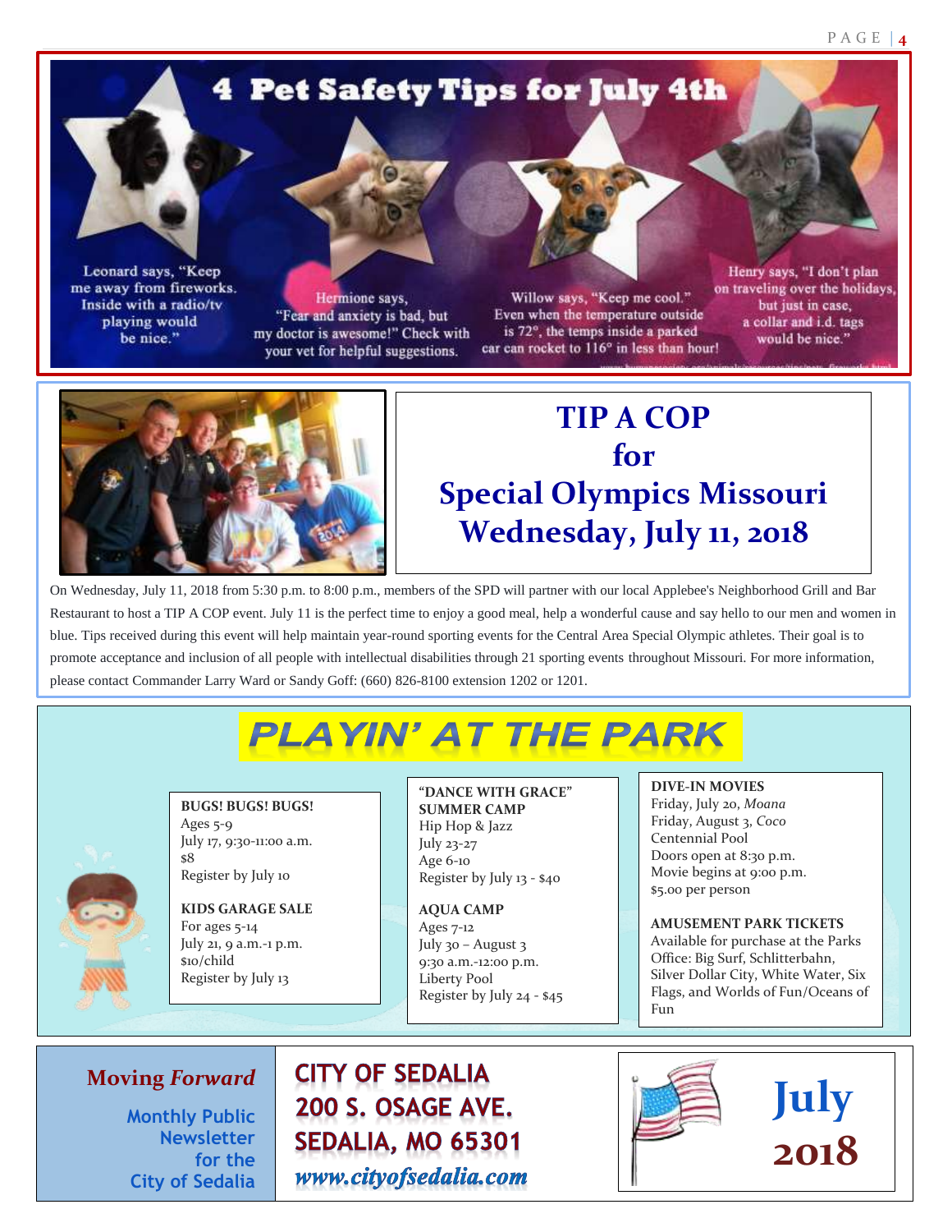# 4 Pet Safety Tips for July 4th

Leonard says, "Keep me away from fireworks. Inside with a radio/tv playing would be nice."

Hermione says, "Fear and anxiety is bad, but my doctor is awesome!" Check with your vet for helpful suggestions.

Willow says, "Keep me cool." Even when the temperature outside is 72°, the temps inside a parked car can rocket to 116° in less than hour!

Henry says, "I don't plan on traveling over the holidays, but just in case, a collar and i.d. tags would be nice."

# TIP A COP for Special Olympics Missouri Wednesday, July 11, 2018

On Wednesday, July 11, 2018 from 5:30 p.m. to 8:00 p.m., members of the SPD will partner with our local Applebee's Neighborhood Grill and Bar Restaurant to host a TIP A COP event. July 11 is the perfect time to enjoy a good meal, help a wonderful cause and say hello to our men and women in blue. Tips received during this event will help maintain year-round sporting events for the Central Area Special Olympic athletes. Their goal is to promote acceptance and inclusion of all people with intellectual disabilities through 21 sporting events throughout Missouri. For more information, please contact Commander Larry Ward or Sandy Goff: (660) 826-8100 extension 1202 or 1201.

# PLAYIN' AT THE PARK

**BUGS! BUGS! BUGS!**
Ages 5-9
July 17, 9:30-11:00 a.m.
$8
Register by July 10

**KIDS GARAGE SALE**
For ages 5-14
July 21, 9 a.m.-1 p.m.
$10/child
Register by July 13

**"DANCE WITH GRACE" SUMMER CAMP**
Hip Hop & Jazz
July 23-27
Age 6-10
Register by July 13 - $40

**AQUA CAMP**
Ages 7-12
July 30 – August 3
9:30 a.m.-12:00 p.m.
Liberty Pool
Register by July 24 - $45

**DIVE-IN MOVIES**
Friday, July 20, *Moana*
Friday, August 3, *Coco*
Centennial Pool
Doors open at 8:30 p.m.
Movie begins at 9:00 p.m.
$5.00 per person

**AMUSEMENT PARK TICKETS**
Available for purchase at the Parks Office: Big Surf, Schlitterbahn, Silver Dollar City, White Water, Six Flags, and Worlds of Fun/Oceans of Fun

**Moving *Forward***

Monthly Public Newsletter for the City of Sedalia

CITY OF SEDALIA
200 S. OSAGE AVE.
SEDALIA, MO 65301
*www.cityofsedalia.com*

July 2018